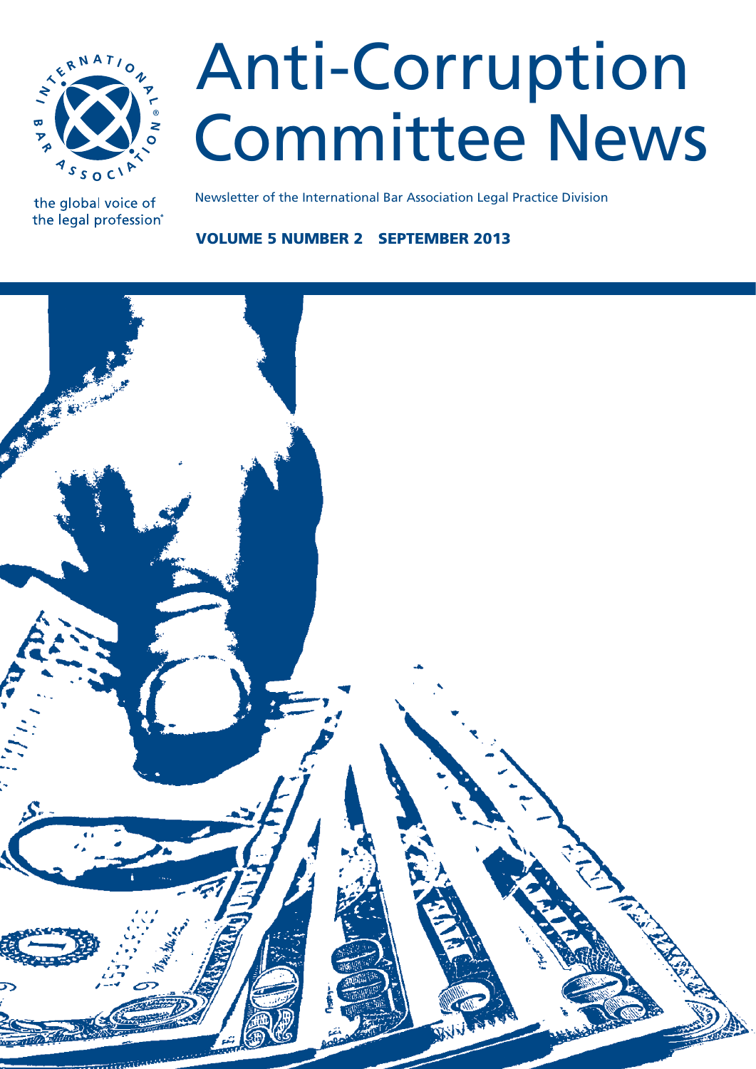# Anti-Corruption Committee News

the global voice of the legal profession®

Newsletter of the International Bar Association Legal Practice Division

**VOLUME 5 NUMBER 2 SEPTEMBER 2013**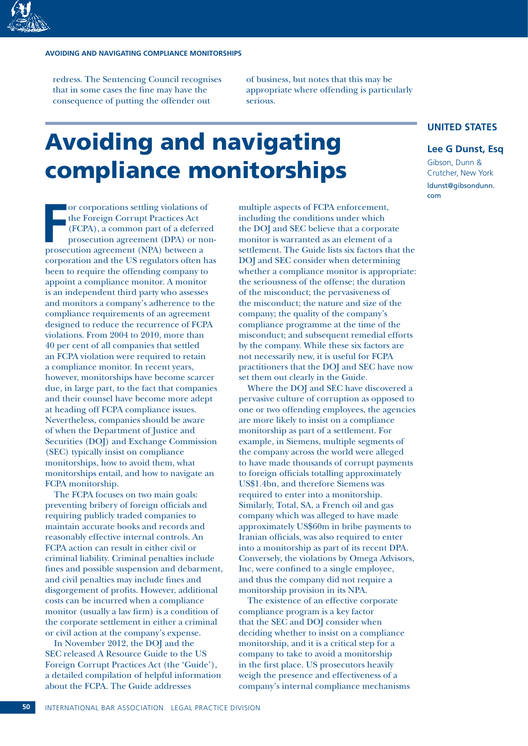redress. The Sentencing Council recognises that in some cases the fine may have the consequence of putting the offender out of business, but notes that this may be appropriate where offending is particularly serious.

# Avoiding and navigating compliance monitorships

**UNITED STATES**

**Lee G Dunst, Esq**

Gibson, Dunn & Crutcher, New York

ldunst@gibsondunn.com

For corporations settling violations of the Foreign Corrupt Practices Act (FCPA), a common part of a deferred prosecution agreement (DPA) or non-prosecution agreement (NPA) between a corporation and the US regulators often has been to require the offending company to appoint a compliance monitor. A monitor is an independent third party who assesses and monitors a company's adherence to the compliance requirements of an agreement designed to reduce the recurrence of FCPA violations. From 2004 to 2010, more than 40 per cent of all companies that settled an FCPA violation were required to retain a compliance monitor. In recent years, however, monitorships have become scarcer due, in large part, to the fact that companies and their counsel have become more adept at heading off FCPA compliance issues. Nevertheless, companies should be aware of when the Department of Justice and Securities (DOJ) and Exchange Commission (SEC) typically insist on compliance monitorships, how to avoid them, what monitorships entail, and how to navigate an FCPA monitorship.

The FCPA focuses on two main goals: preventing bribery of foreign officials and requiring publicly traded companies to maintain accurate books and records and reasonably effective internal controls. An FCPA action can result in either civil or criminal liability. Criminal penalties include fines and possible suspension and debarment, and civil penalties may include fines and disgorgement of profits. However, additional costs can be incurred when a compliance monitor (usually a law firm) is a condition of the corporate settlement in either a criminal or civil action at the company's expense.

In November 2012, the DOJ and the SEC released A Resource Guide to the US Foreign Corrupt Practices Act (the 'Guide'), a detailed compilation of helpful information about the FCPA. The Guide addresses multiple aspects of FCPA enforcement, including the conditions under which the DOJ and SEC believe that a corporate monitor is warranted as an element of a settlement. The Guide lists six factors that the DOJ and SEC consider when determining whether a compliance monitor is appropriate: the seriousness of the offense; the duration of the misconduct; the pervasiveness of the misconduct; the nature and size of the company; the quality of the company's compliance programme at the time of the misconduct; and subsequent remedial efforts by the company. While these six factors are not necessarily new, it is useful for FCPA practitioners that the DOJ and SEC have now set them out clearly in the Guide.

Where the DOJ and SEC have discovered a pervasive culture of corruption as opposed to one or two offending employees, the agencies are more likely to insist on a compliance monitorship as part of a settlement. For example, in Siemens, multiple segments of the company across the world were alleged to have made thousands of corrupt payments to foreign officials totalling approximately US$1.4bn, and therefore Siemens was required to enter into a monitorship. Similarly, Total, SA, a French oil and gas company which was alleged to have made approximately US$60m in bribe payments to Iranian officials, was also required to enter into a monitorship as part of its recent DPA. Conversely, the violations by Omega Advisors, Inc, were confined to a single employee, and thus the company did not require a monitorship provision in its NPA.

The existence of an effective corporate compliance program is a key factor that the SEC and DOJ consider when deciding whether to insist on a compliance monitorship, and it is a critical step for a company to take to avoid a monitorship in the first place. US prosecutors heavily weigh the presence and effectiveness of a company's internal compliance mechanisms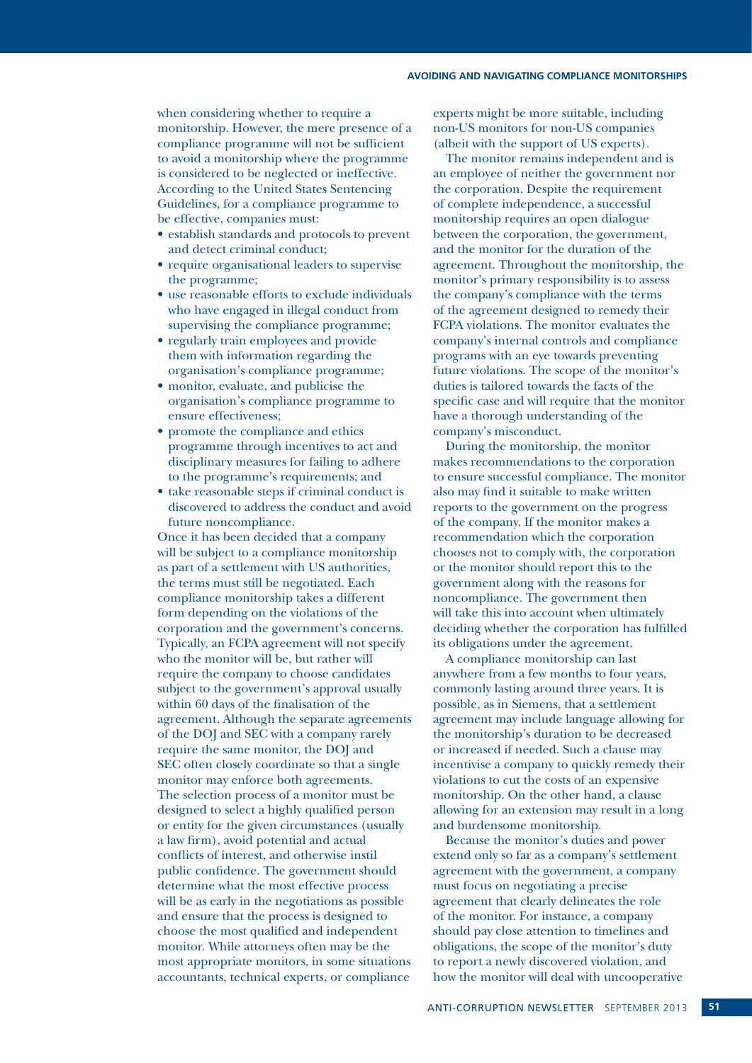when considering whether to require a monitorship. However, the mere presence of a compliance programme will not be sufficient to avoid a monitorship where the programme is considered to be neglected or ineffective. According to the United States Sentencing Guidelines, for a compliance programme to be effective, companies must:

- establish standards and protocols to prevent and detect criminal conduct;
- require organisational leaders to supervise the programme;
- use reasonable efforts to exclude individuals who have engaged in illegal conduct from supervising the compliance programme;
- regularly train employees and provide them with information regarding the organisation's compliance programme;
- monitor, evaluate, and publicise the organisation's compliance programme to ensure effectiveness;
- promote the compliance and ethics programme through incentives to act and disciplinary measures for failing to adhere to the programme's requirements; and
- take reasonable steps if criminal conduct is discovered to address the conduct and avoid future noncompliance.

Once it has been decided that a company will be subject to a compliance monitorship as part of a settlement with US authorities, the terms must still be negotiated. Each compliance monitorship takes a different form depending on the violations of the corporation and the government's concerns. Typically, an FCPA agreement will not specify who the monitor will be, but rather will require the company to choose candidates subject to the government's approval usually within 60 days of the finalisation of the agreement. Although the separate agreements of the DOJ and SEC with a company rarely require the same monitor, the DOJ and SEC often closely coordinate so that a single monitor may enforce both agreements.

The selection process of a monitor must be designed to select a highly qualified person or entity for the given circumstances (usually a law firm), avoid potential and actual conflicts of interest, and otherwise instil public confidence. The government should determine what the most effective process will be as early in the negotiations as possible and ensure that the process is designed to choose the most qualified and independent monitor. While attorneys often may be the most appropriate monitors, in some situations accountants, technical experts, or compliance experts might be more suitable, including non-US monitors for non-US companies (albeit with the support of US experts).

The monitor remains independent and is an employee of neither the government nor the corporation. Despite the requirement of complete independence, a successful monitorship requires an open dialogue between the corporation, the government, and the monitor for the duration of the agreement. Throughout the monitorship, the monitor's primary responsibility is to assess the company's compliance with the terms of the agreement designed to remedy their FCPA violations. The monitor evaluates the company's internal controls and compliance programs with an eye towards preventing future violations. The scope of the monitor's duties is tailored towards the facts of the specific case and will require that the monitor have a thorough understanding of the company's misconduct.

During the monitorship, the monitor makes recommendations to the corporation to ensure successful compliance. The monitor also may find it suitable to make written reports to the government on the progress of the company. If the monitor makes a recommendation which the corporation chooses not to comply with, the corporation or the monitor should report this to the government along with the reasons for noncompliance. The government then will take this into account when ultimately deciding whether the corporation has fulfilled its obligations under the agreement.

A compliance monitorship can last anywhere from a few months to four years, commonly lasting around three years. It is possible, as in Siemens, that a settlement agreement may include language allowing for the monitorship's duration to be decreased or increased if needed. Such a clause may incentivise a company to quickly remedy their violations to cut the costs of an expensive monitorship. On the other hand, a clause allowing for an extension may result in a long and burdensome monitorship.

Because the monitor's duties and power extend only so far as a company's settlement agreement with the government, a company must focus on negotiating a precise agreement that clearly delineates the role of the monitor. For instance, a company should pay close attention to timelines and obligations, the scope of the monitor's duty to report a newly discovered violation, and how the monitor will deal with uncooperative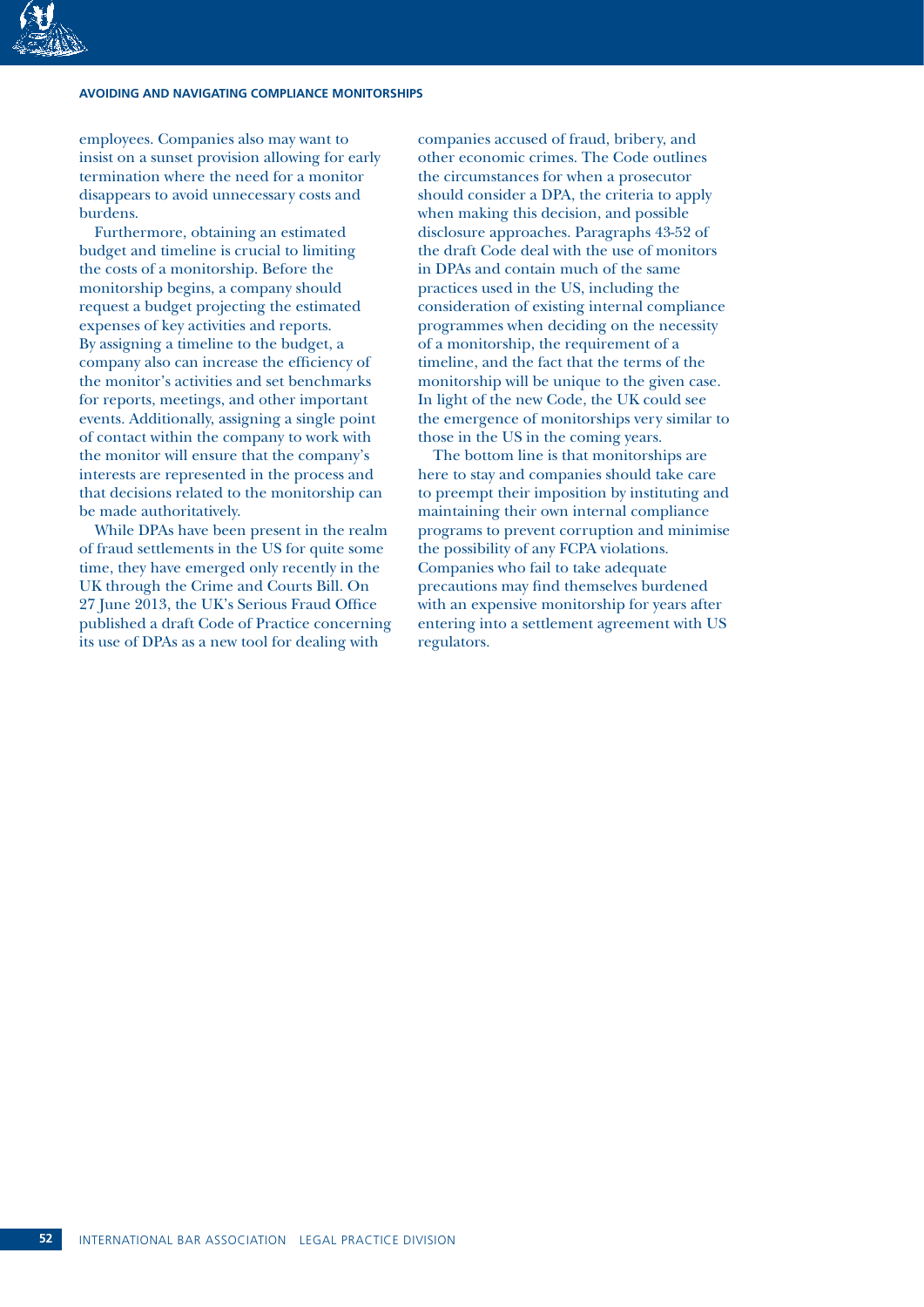employees. Companies also may want to insist on a sunset provision allowing for early termination where the need for a monitor disappears to avoid unnecessary costs and burdens.

Furthermore, obtaining an estimated budget and timeline is crucial to limiting the costs of a monitorship. Before the monitorship begins, a company should request a budget projecting the estimated expenses of key activities and reports. By assigning a timeline to the budget, a company also can increase the efficiency of the monitor's activities and set benchmarks for reports, meetings, and other important events. Additionally, assigning a single point of contact within the company to work with the monitor will ensure that the company's interests are represented in the process and that decisions related to the monitorship can be made authoritatively.

While DPAs have been present in the realm of fraud settlements in the US for quite some time, they have emerged only recently in the UK through the Crime and Courts Bill. On 27 June 2013, the UK's Serious Fraud Office published a draft Code of Practice concerning its use of DPAs as a new tool for dealing with companies accused of fraud, bribery, and other economic crimes. The Code outlines the circumstances for when a prosecutor should consider a DPA, the criteria to apply when making this decision, and possible disclosure approaches. Paragraphs 43-52 of the draft Code deal with the use of monitors in DPAs and contain much of the same practices used in the US, including the consideration of existing internal compliance programmes when deciding on the necessity of a monitorship, the requirement of a timeline, and the fact that the terms of the monitorship will be unique to the given case. In light of the new Code, the UK could see the emergence of monitorships very similar to those in the US in the coming years.

The bottom line is that monitorships are here to stay and companies should take care to preempt their imposition by instituting and maintaining their own internal compliance programs to prevent corruption and minimise the possibility of any FCPA violations. Companies who fail to take adequate precautions may find themselves burdened with an expensive monitorship for years after entering into a settlement agreement with US regulators.